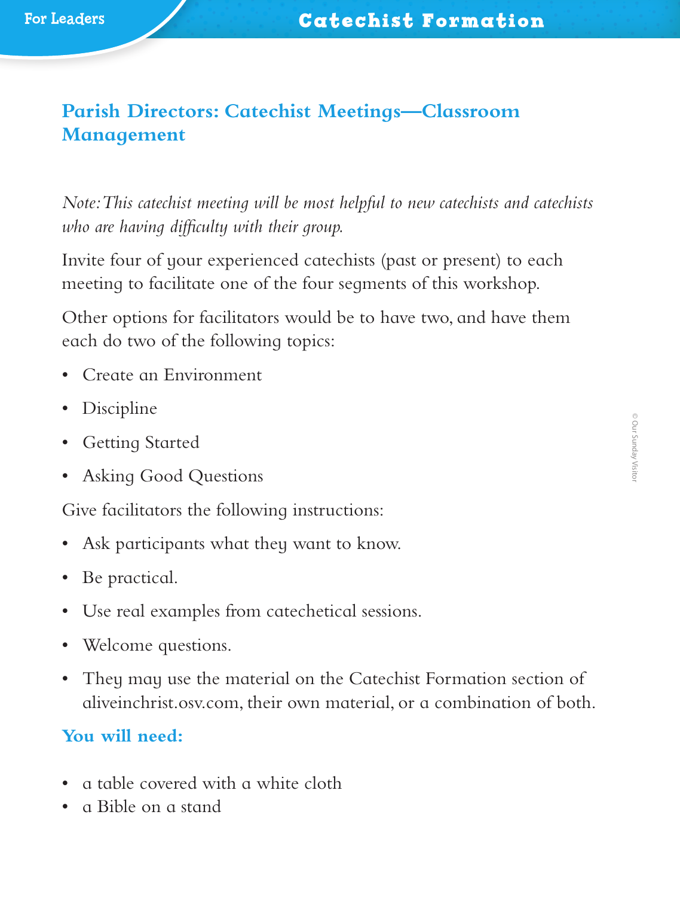## Parish Directors: Catechist Meetings—Classroom Management

*Note: This catechist meeting will be most helpful to new catechists and catechists who are having difficulty with their group.*

Invite four of your experienced catechists (past or present) to each meeting to facilitate one of the four segments of this workshop.

Other options for facilitators would be to have two, and have them each do two of the following topics:

- Create an Environment
- Discipline
- Getting Started
- Asking Good Questions

Give facilitators the following instructions:

- Ask participants what they want to know.
- Be practical.
- Use real examples from catechetical sessions.
- Welcome questions.
- They may use the material on the Catechist Formation section of aliveinchrist.osv.com, their own material, or a combination of both.

### You will need:

- a table covered with a white cloth
- a Bible on a stand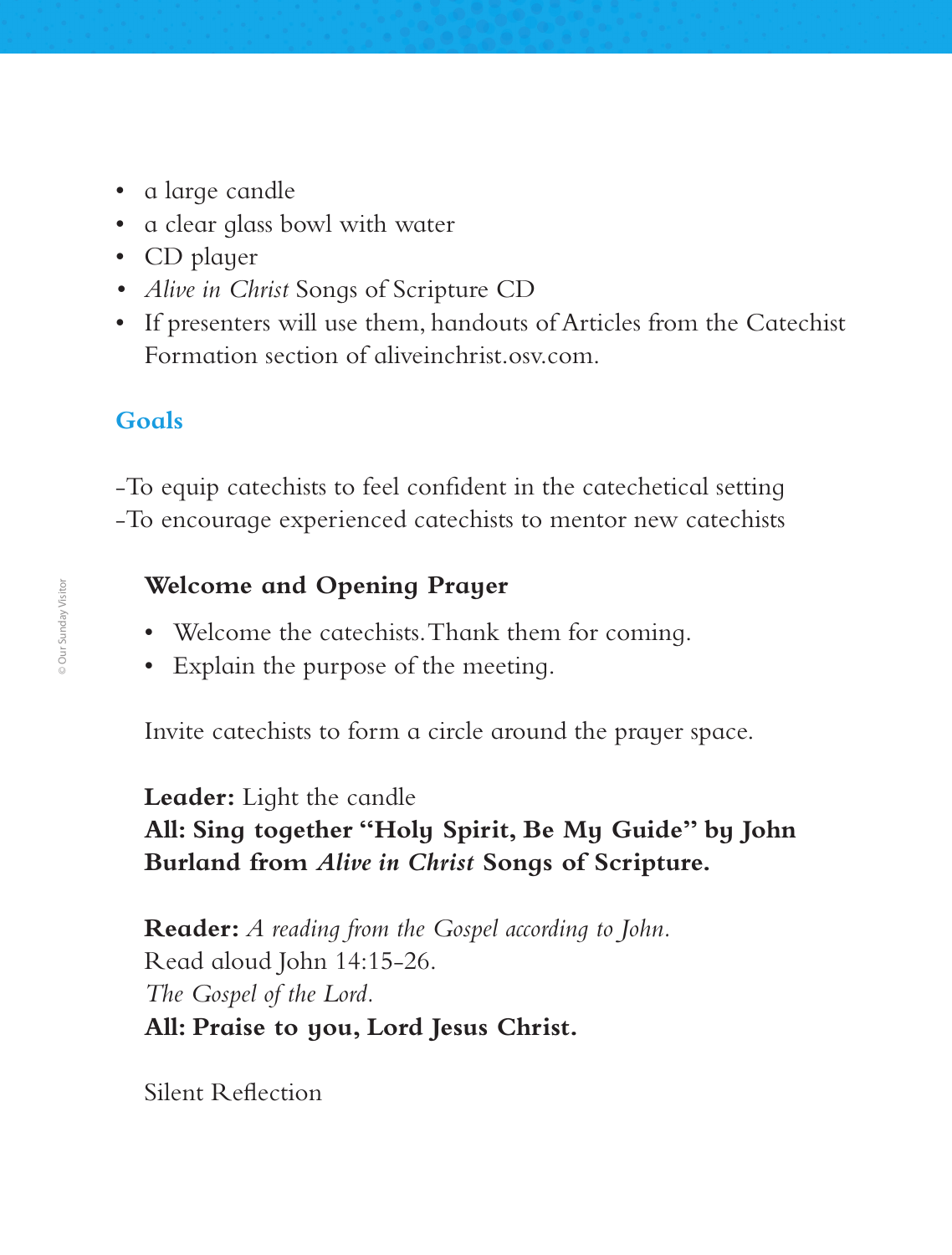- a large candle
- a clear glass bowl with water
- CD player
- *Alive in Christ* Songs of Scripture CD
- If presenters will use them, handouts of Articles from the Catechist Formation section of aliveinchrist.osv.com.

## Goals

-To equip catechists to feel confident in the catechetical setting
-To encourage experienced catechists to mentor new catechists

### Welcome and Opening Prayer

- Welcome the catechists. Thank them for coming.
- Explain the purpose of the meeting.

Invite catechists to form a circle around the prayer space.

**Leader:** Light the candle
**All: Sing together "Holy Spirit, Be My Guide" by John Burland from *Alive in Christ* Songs of Scripture.**

**Reader:** *A reading from the Gospel according to John.*
Read aloud John 14:15-26.
*The Gospel of the Lord.*
**All: Praise to you, Lord Jesus Christ.**

Silent Reflection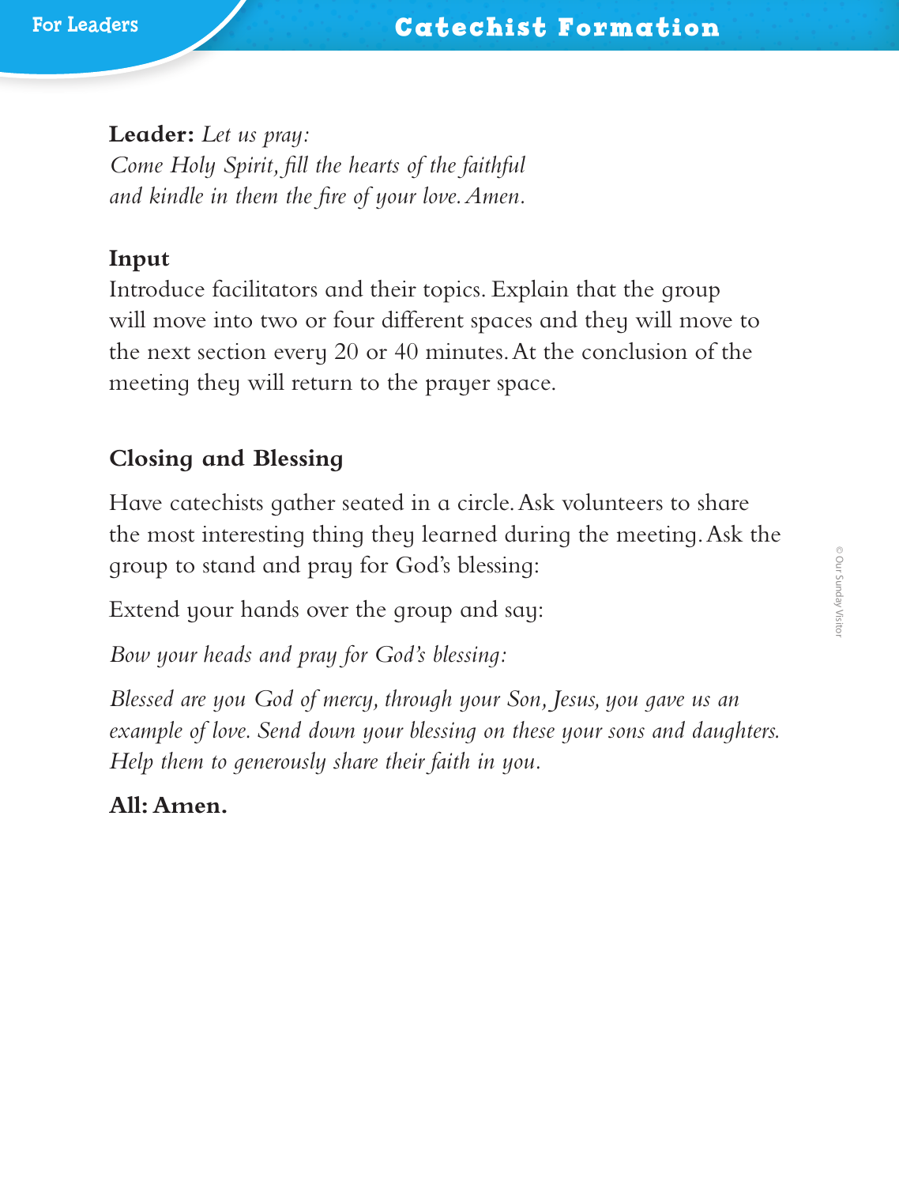**Leader:** *Let us pray:*
*Come Holy Spirit, fill the hearts of the faithful*
*and kindle in them the fire of your love. Amen.*

### Input

Introduce facilitators and their topics. Explain that the group will move into two or four different spaces and they will move to the next section every 20 or 40 minutes. At the conclusion of the meeting they will return to the prayer space.

### Closing and Blessing

Have catechists gather seated in a circle. Ask volunteers to share the most interesting thing they learned during the meeting. Ask the group to stand and pray for God's blessing:

Extend your hands over the group and say:

*Bow your heads and pray for God's blessing:*

*Blessed are you God of mercy, through your Son, Jesus, you gave us an example of love. Send down your blessing on these your sons and daughters. Help them to generously share their faith in you.*

**All: Amen.**